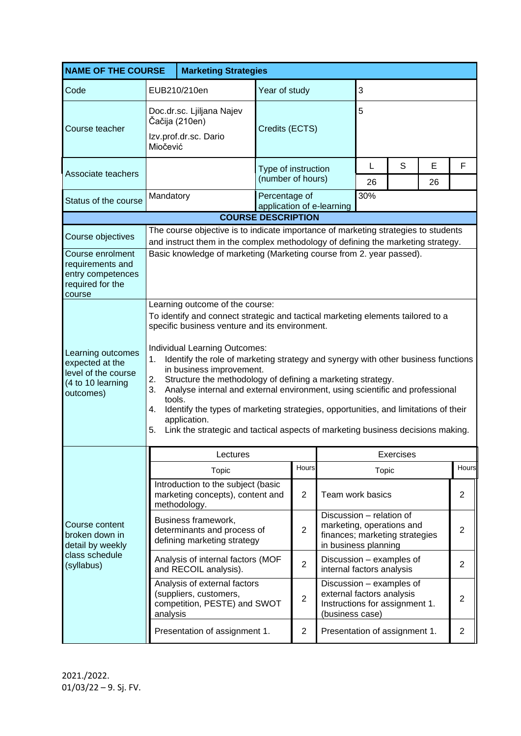| NAME OF THE COURSE | Marketing Strategies | | | | | |
|---|---|---|---|---|---|---|
| Code | EUB210/210en | Year of study | 3 | | | |
| Course teacher | Doc.dr.sc. Ljiljana Najev Čačija (210en)<br>Izv.prof.dr.sc. Dario Miočević | Credits (ECTS) | 5 | | | |
| Associate teachers | | Type of instruction (number of hours) | L | S | E | F |
| | | | 26 | | 26 | |
| Status of the course | Mandatory | Percentage of application of e-learning | 30% | | | |

**COURSE DESCRIPTION**

| | |
|---|---|
| Course objectives | The course objective is to indicate importance of marketing strategies to students and instruct them in the complex methodology of defining the marketing strategy. |
| Course enrolment requirements and entry competences required for the course | Basic knowledge of marketing (Marketing course from 2. year passed). |
| Learning outcomes expected at the level of the course (4 to 10 learning outcomes) | Learning outcome of the course:<br>To identify and connect strategic and tactical marketing elements tailored to a specific business venture and its environment.<br><br>Individual Learning Outcomes:<br>1. Identify the role of marketing strategy and synergy with other business functions in business improvement.<br>2. Structure the methodology of defining a marketing strategy.<br>3. Analyse internal and external environment, using scientific and professional tools.<br>4. Identify the types of marketing strategies, opportunities, and limitations of their application.<br>5. Link the strategic and tactical aspects of marketing business decisions making. |

**Course content broken down in detail by weekly class schedule (syllabus)**

| Lectures – Topic | Hours | Exercises – Topic | Hours |
|---|---|---|---|
| Introduction to the subject (basic marketing concepts), content and methodology. | 2 | Team work basics | 2 |
| Business framework, determinants and process of defining marketing strategy | 2 | Discussion – relation of marketing, operations and finances; marketing strategies in business planning | 2 |
| Analysis of internal factors (MOF and RECOIL analysis). | 2 | Discussion – examples of internal factors analysis | 2 |
| Analysis of external factors (suppliers, customers, competition, PESTE) and SWOT analysis | 2 | Discussion – examples of external factors analysis<br>Instructions for assignment 1. (business case) | 2 |
| Presentation of assignment 1. | 2 | Presentation of assignment 1. | 2 |

2021./2022.
01/03/22 – 9. Sj. FV.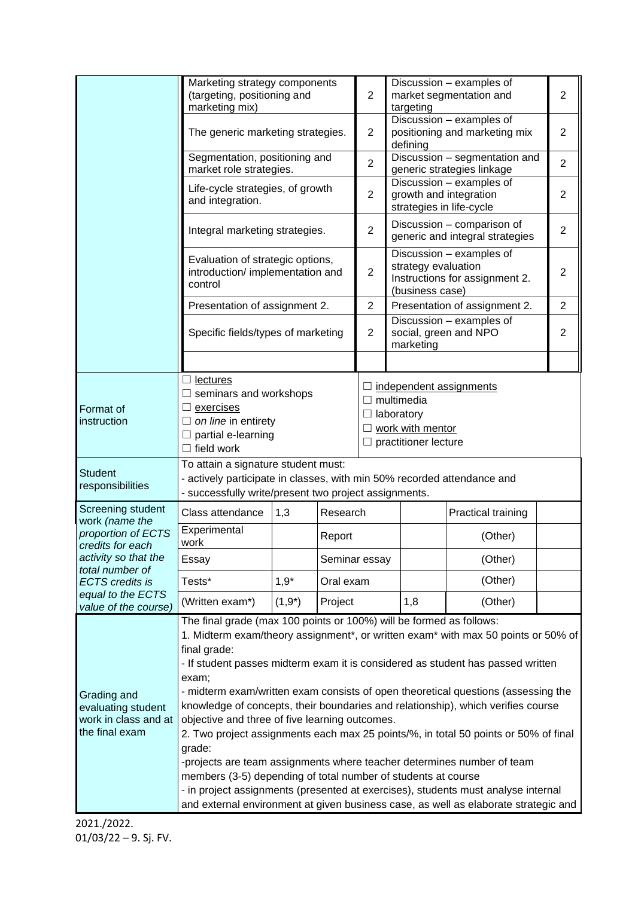| | Marketing strategy components (targeting, positioning and marketing mix) | 2 | Discussion – examples of market segmentation and targeting | 2 |
|---|---|---|---|---|
| | The generic marketing strategies. | 2 | Discussion – examples of positioning and marketing mix defining | 2 |
| | Segmentation, positioning and market role strategies. | 2 | Discussion – segmentation and generic strategies linkage | 2 |
| | Life-cycle strategies, of growth and integration. | 2 | Discussion – examples of growth and integration strategies in life-cycle | 2 |
| | Integral marketing strategies. | 2 | Discussion – comparison of generic and integral strategies | 2 |
| | Evaluation of strategic options, introduction/ implementation and control | 2 | Discussion – examples of strategy evaluation Instructions for assignment 2. (business case) | 2 |
| | Presentation of assignment 2. | 2 | Presentation of assignment 2. | 2 |
| | Specific fields/types of marketing | 2 | Discussion – examples of social, green and NPO marketing | 2 |
| | | | | |

| Format of instruction | ☐ lectures<br>☐ seminars and workshops<br>☐ exercises<br>☐ *on line* in entirety<br>☐ partial e-learning<br>☐ field work | ☐ independent assignments<br>☐ multimedia<br>☐ laboratory<br>☐ work with mentor<br>☐ practitioner lecture |
|---|---|---|
| Student responsibilities | To attain a signature student must:<br>- actively participate in classes, with min 50% recorded attendance and<br>- successfully write/present two project assignments. | |

| Screening student work *(name the proportion of ECTS credits for each activity so that the total number of ECTS credits is equal to the ECTS value of the course)* | | | | | | |
|---|---|---|---|---|---|---|
| | Class attendance | 1,3 | Research | | Practical training | |
| | Experimental work | | Report | | (Other) | |
| | Essay | | Seminar essay | | (Other) | |
| | Tests* | 1,9* | Oral exam | | (Other) | |
| | (Written exam*) | (1,9*) | Project | 1,8 | (Other) | |

| Grading and evaluating student work in class and at the final exam | The final grade (max 100 points or 100%) will be formed as follows:<br>1. Midterm exam/theory assignment*, or written exam* with max 50 points or 50% of final grade:<br>- If student passes midterm exam it is considered as student has passed written exam;<br>- midterm exam/written exam consists of open theoretical questions (assessing the knowledge of concepts, their boundaries and relationship), which verifies course objective and three of five learning outcomes.<br>2. Two project assignments each max 25 points/%, in total 50 points or 50% of final grade:<br>-projects are team assignments where teacher determines number of team members (3-5) depending of total number of students at course<br>- in project assignments (presented at exercises), students must analyse internal and external environment at given business case, as well as elaborate strategic and |
|---|---|

2021./2022.
01/03/22 – 9. Sj. FV.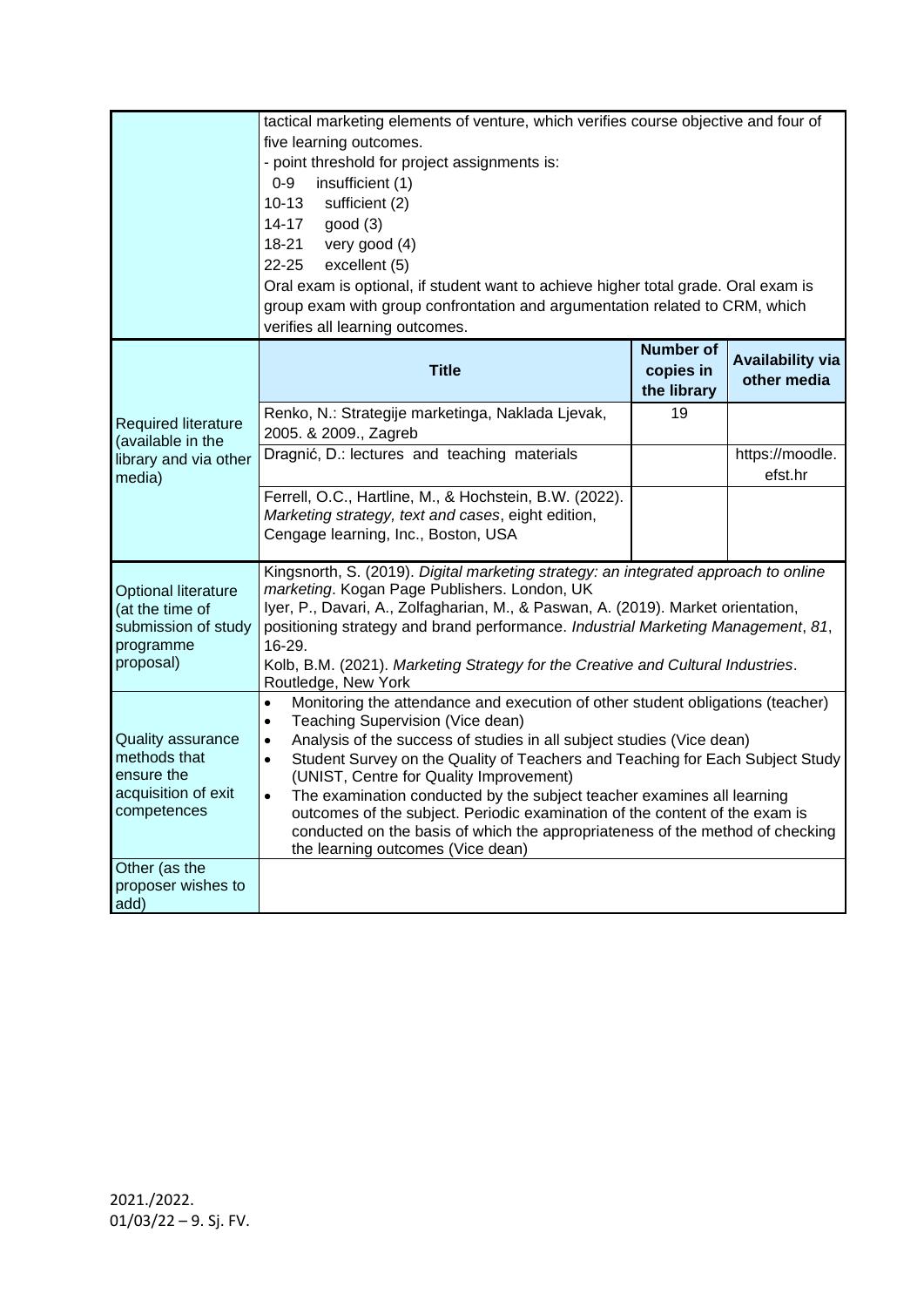| | | | |
|---|---|---|---|
| | tactical marketing elements of venture, which verifies course objective and four of five learning outcomes.<br>- point threshold for project assignments is:<br>0-9 insufficient (1)<br>10-13 sufficient (2)<br>14-17 good (3)<br>18-21 very good (4)<br>22-25 excellent (5)<br>Oral exam is optional, if student want to achieve higher total grade. Oral exam is group exam with group confrontation and argumentation related to CRM, which verifies all learning outcomes. | | |
| Required literature (available in the library and via other media) | **Title** | **Number of copies in the library** | **Availability via other media** |
| | Renko, N.: Strategije marketinga, Naklada Ljevak, 2005. & 2009., Zagreb | 19 | |
| | Dragnić, D.: lectures and teaching materials | | https://moodle.efst.hr |
| | Ferrell, O.C., Hartline, M., & Hochstein, B.W. (2022). *Marketing strategy, text and cases*, eight edition, Cengage learning, Inc., Boston, USA | | |
| Optional literature (at the time of submission of study programme proposal) | Kingsnorth, S. (2019). *Digital marketing strategy: an integrated approach to online marketing*. Kogan Page Publishers. London, UK<br>Iyer, P., Davari, A., Zolfagharian, M., & Paswan, A. (2019). Market orientation, positioning strategy and brand performance. *Industrial Marketing Management*, *81*, 16-29.<br>Kolb, B.M. (2021). *Marketing Strategy for the Creative and Cultural Industries*. Routledge, New York | | |
| Quality assurance methods that ensure the acquisition of exit competences | • Monitoring the attendance and execution of other student obligations (teacher)<br>• Teaching Supervision (Vice dean)<br>• Analysis of the success of studies in all subject studies (Vice dean)<br>• Student Survey on the Quality of Teachers and Teaching for Each Subject Study (UNIST, Centre for Quality Improvement)<br>• The examination conducted by the subject teacher examines all learning outcomes of the subject. Periodic examination of the content of the exam is conducted on the basis of which the appropriateness of the method of checking the learning outcomes (Vice dean) | | |
| Other (as the proposer wishes to add) | | | |

2021./2022.
01/03/22 – 9. Sj. FV.